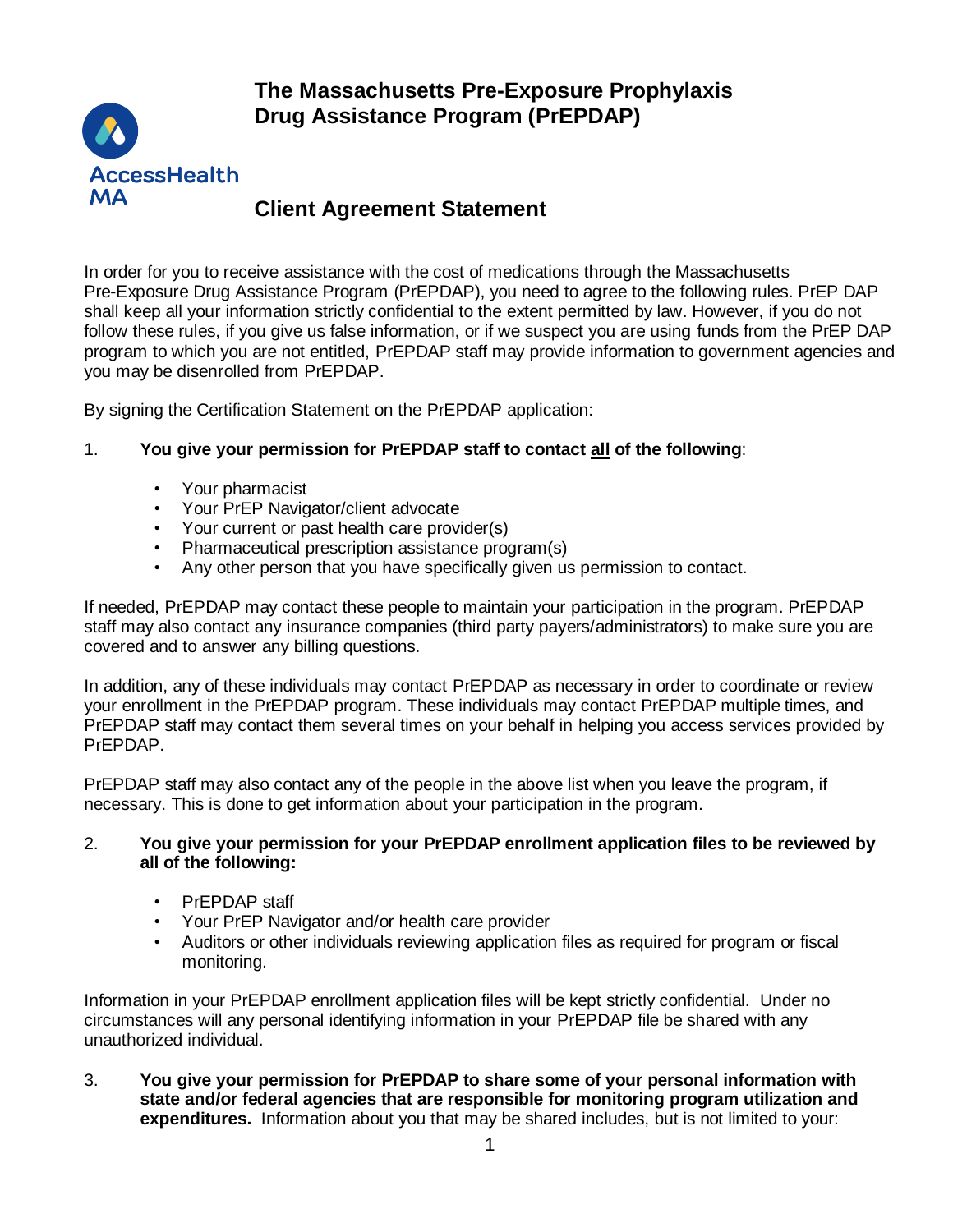# The Massachusetts Pre-Exposure Prophylaxis Drug Assistance Program (PrEPDAP)

AccessHealth MA

## Client Agreement Statement

In order for you to receive assistance with the cost of medications through the Massachusetts Pre-Exposure Drug Assistance Program (PrEPDAP), you need to agree to the following rules. PrEP DAP shall keep all your information strictly confidential to the extent permitted by law. However, if you do not follow these rules, if you give us false information, or if we suspect you are using funds from the PrEP DAP program to which you are not entitled, PrEPDAP staff may provide information to government agencies and you may be disenrolled from PrEPDAP.

By signing the Certification Statement on the PrEPDAP application:

1. **You give your permission for PrEPDAP staff to contact <u>all</u> of the following**:

   - Your pharmacist
   - Your PrEP Navigator/client advocate
   - Your current or past health care provider(s)
   - Pharmaceutical prescription assistance program(s)
   - Any other person that you have specifically given us permission to contact.

If needed, PrEPDAP may contact these people to maintain your participation in the program. PrEPDAP staff may also contact any insurance companies (third party payers/administrators) to make sure you are covered and to answer any billing questions.

In addition, any of these individuals may contact PrEPDAP as necessary in order to coordinate or review your enrollment in the PrEPDAP program. These individuals may contact PrEPDAP multiple times, and PrEPDAP staff may contact them several times on your behalf in helping you access services provided by PrEPDAP.

PrEPDAP staff may also contact any of the people in the above list when you leave the program, if necessary. This is done to get information about your participation in the program.

2. **You give your permission for your PrEPDAP enrollment application files to be reviewed by all of the following:**

   - PrEPDAP staff
   - Your PrEP Navigator and/or health care provider
   - Auditors or other individuals reviewing application files as required for program or fiscal monitoring.

Information in your PrEPDAP enrollment application files will be kept strictly confidential. Under no circumstances will any personal identifying information in your PrEPDAP file be shared with any unauthorized individual.

3. **You give your permission for PrEPDAP to share some of your personal information with state and/or federal agencies that are responsible for monitoring program utilization and expenditures.** Information about you that may be shared includes, but is not limited to your: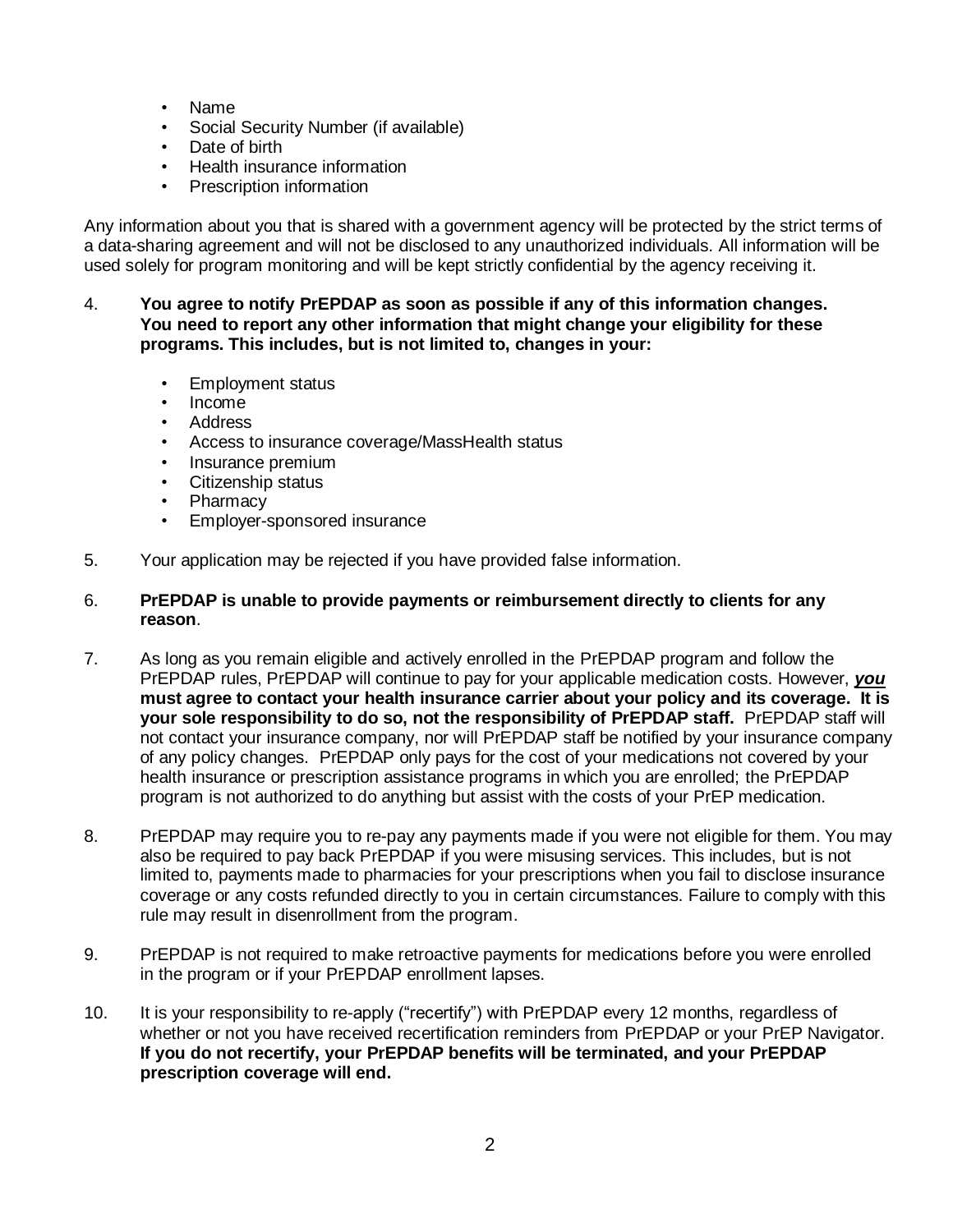- Name
- Social Security Number (if available)
- Date of birth
- Health insurance information
- Prescription information

Any information about you that is shared with a government agency will be protected by the strict terms of a data-sharing agreement and will not be disclosed to any unauthorized individuals. All information will be used solely for program monitoring and will be kept strictly confidential by the agency receiving it.

4. **You agree to notify PrEPDAP as soon as possible if any of this information changes. You need to report any other information that might change your eligibility for these programs. This includes, but is not limited to, changes in your:**

   - Employment status
   - Income
   - Address
   - Access to insurance coverage/MassHealth status
   - Insurance premium
   - Citizenship status
   - Pharmacy
   - Employer-sponsored insurance

5. Your application may be rejected if you have provided false information.

6. **PrEPDAP is unable to provide payments or reimbursement directly to clients for any reason**.

7. As long as you remain eligible and actively enrolled in the PrEPDAP program and follow the PrEPDAP rules, PrEPDAP will continue to pay for your applicable medication costs. However, ***you*** **must agree to contact your health insurance carrier about your policy and its coverage. It is your sole responsibility to do so, not the responsibility of PrEPDAP staff.** PrEPDAP staff will not contact your insurance company, nor will PrEPDAP staff be notified by your insurance company of any policy changes. PrEPDAP only pays for the cost of your medications not covered by your health insurance or prescription assistance programs in which you are enrolled; the PrEPDAP program is not authorized to do anything but assist with the costs of your PrEP medication.

8. PrEPDAP may require you to re-pay any payments made if you were not eligible for them. You may also be required to pay back PrEPDAP if you were misusing services. This includes, but is not limited to, payments made to pharmacies for your prescriptions when you fail to disclose insurance coverage or any costs refunded directly to you in certain circumstances. Failure to comply with this rule may result in disenrollment from the program.

9. PrEPDAP is not required to make retroactive payments for medications before you were enrolled in the program or if your PrEPDAP enrollment lapses.

10. It is your responsibility to re-apply ("recertify") with PrEPDAP every 12 months, regardless of whether or not you have received recertification reminders from PrEPDAP or your PrEP Navigator. **If you do not recertify, your PrEPDAP benefits will be terminated, and your PrEPDAP prescription coverage will end.**